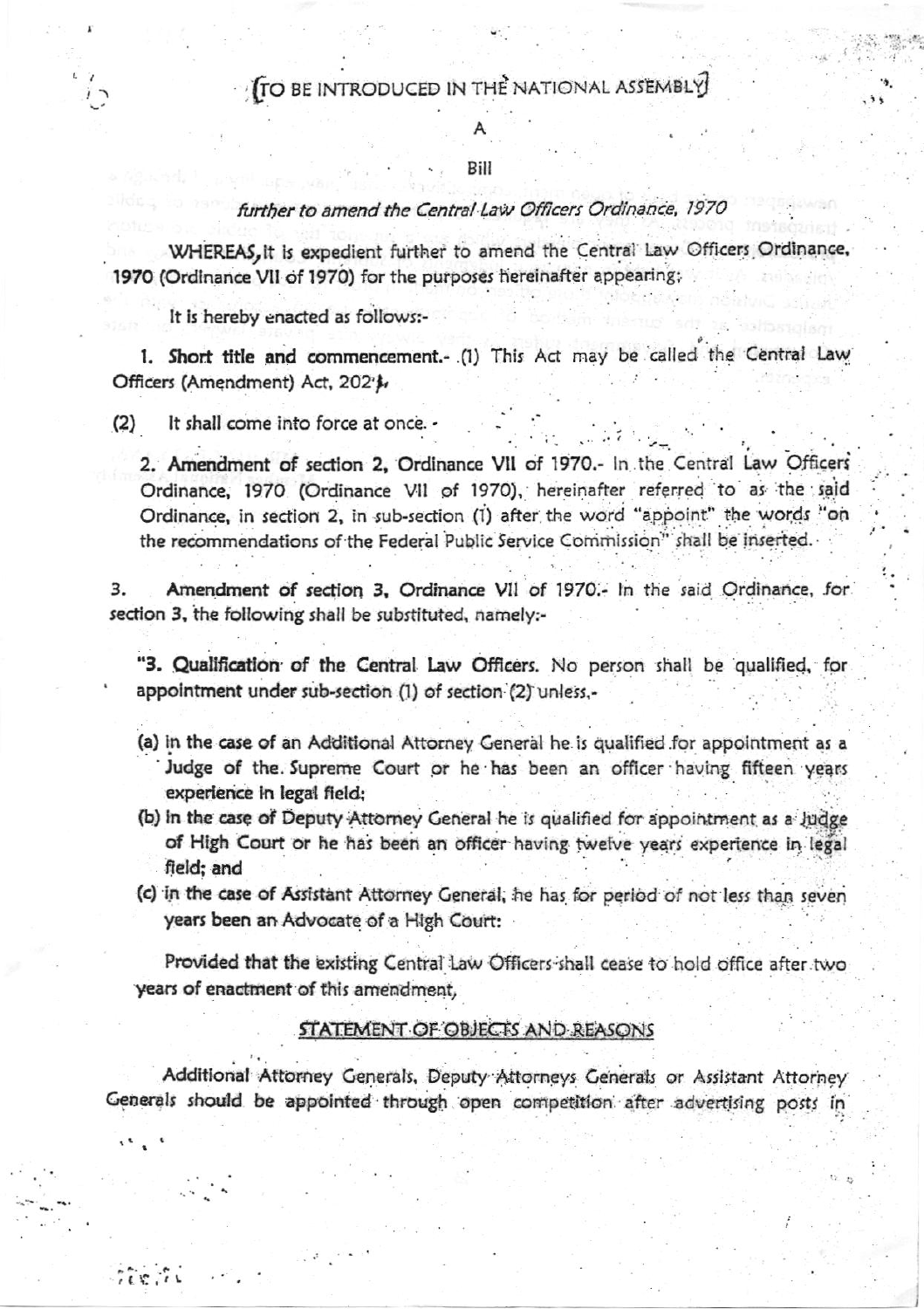[TO BE INTRODUCED IN THE NATIONAL ASSEMBLY]

A

Bill

*further to amend the Central Law Officers Ordinance, 1970*

WHEREAS, it is expedient further to amend the Central Law Officers Ordinance, 1970 (Ordinance VII of 1970) for the purposes hereinafter appearing;

It is hereby enacted as follows:-

1. **Short title and commencement.**- (1) This Act may be called the Central Law Officers (Amendment) Act, 2024.

(2) It shall come into force at once.

2. **Amendment of section 2, Ordinance VII of 1970.**- In the Central Law Officers Ordinance, 1970 (Ordinance VII of 1970), hereinafter referred to as the said Ordinance, in section 2, in sub-section (1) after the word "appoint" the words "on the recommendations of the Federal Public Service Commission" shall be inserted.

3. **Amendment of section 3, Ordinance VII of 1970.**- In the said Ordinance, for section 3, the following shall be substituted, namely:-

"**3. Qualification of the Central Law Officers.** No person shall be qualified, for appointment under sub-section (1) of section (2) unless,-

(a) in the case of an Additional Attorney General he is qualified for appointment as a Judge of the Supreme Court or he has been an officer having fifteen years experience in legal field;

(b) in the case of Deputy Attorney General he is qualified for appointment as a Judge of High Court or he has been an officer having twelve years experience in legal field; and

(c) in the case of Assistant Attorney General, he has for period of not less than seven years been an Advocate of a High Court:

Provided that the existing Central Law Officers shall cease to hold office after two years of enactment of this amendment,

## STATEMENT OF OBJECTS AND REASONS

Additional Attorney Generals, Deputy Attorneys Generals or Assistant Attorney Generals should be appointed through open competition after advertising posts in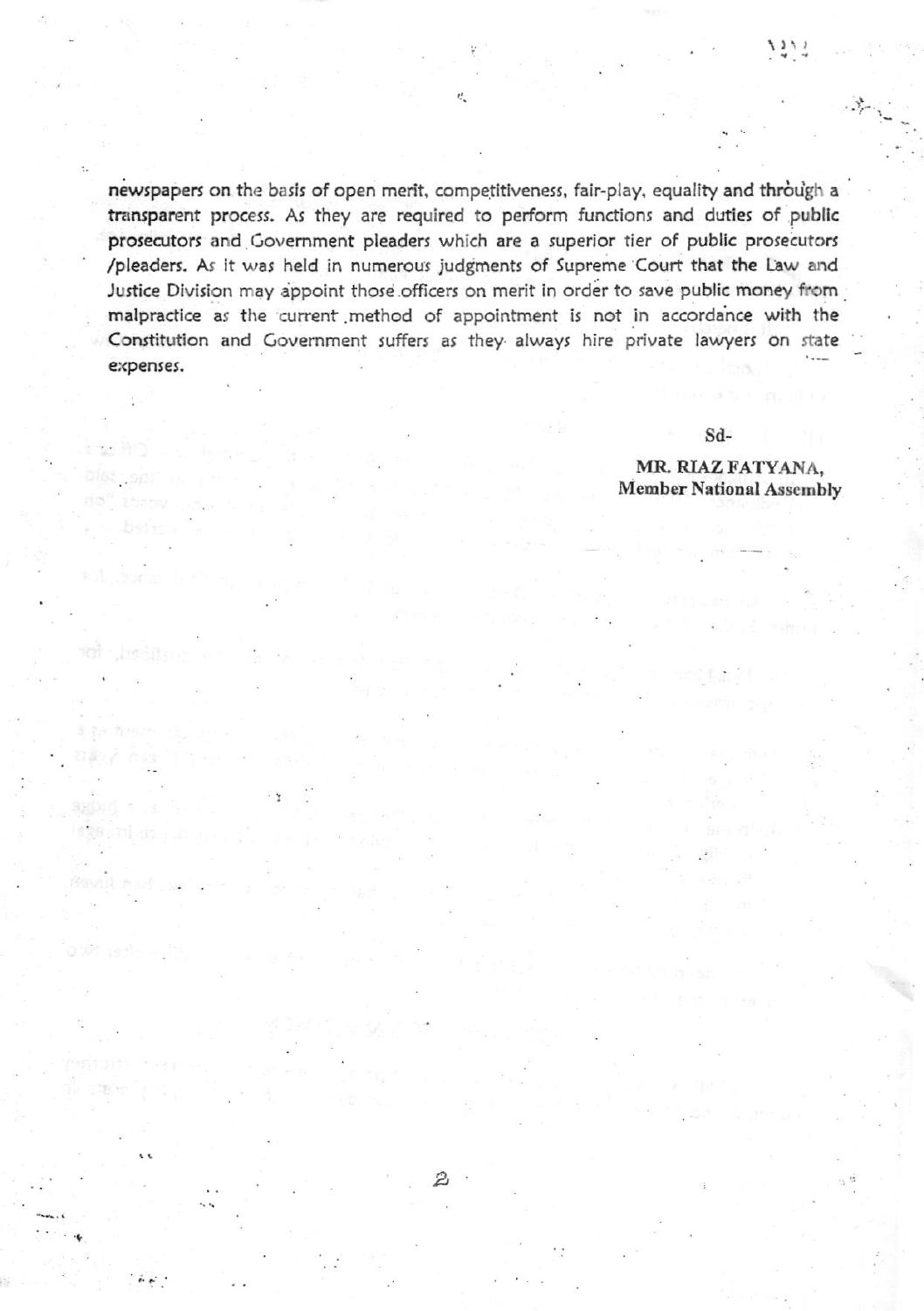newspapers on the basis of open merit, competitiveness, fair-play, equality and through a transparent process. As they are required to perform functions and duties of public prosecutors and Government pleaders which are a superior tier of public prosecutors /pleaders. As it was held in numerous judgments of Supreme Court that the Law and Justice Division may appoint those officers on merit in order to save public money from malpractice as the current method of appointment is not in accordance with the Constitution and Government suffers as they always hire private lawyers on state expenses.

Sd-

**MR. RIAZ FATYANA,**
**Member National Assembly**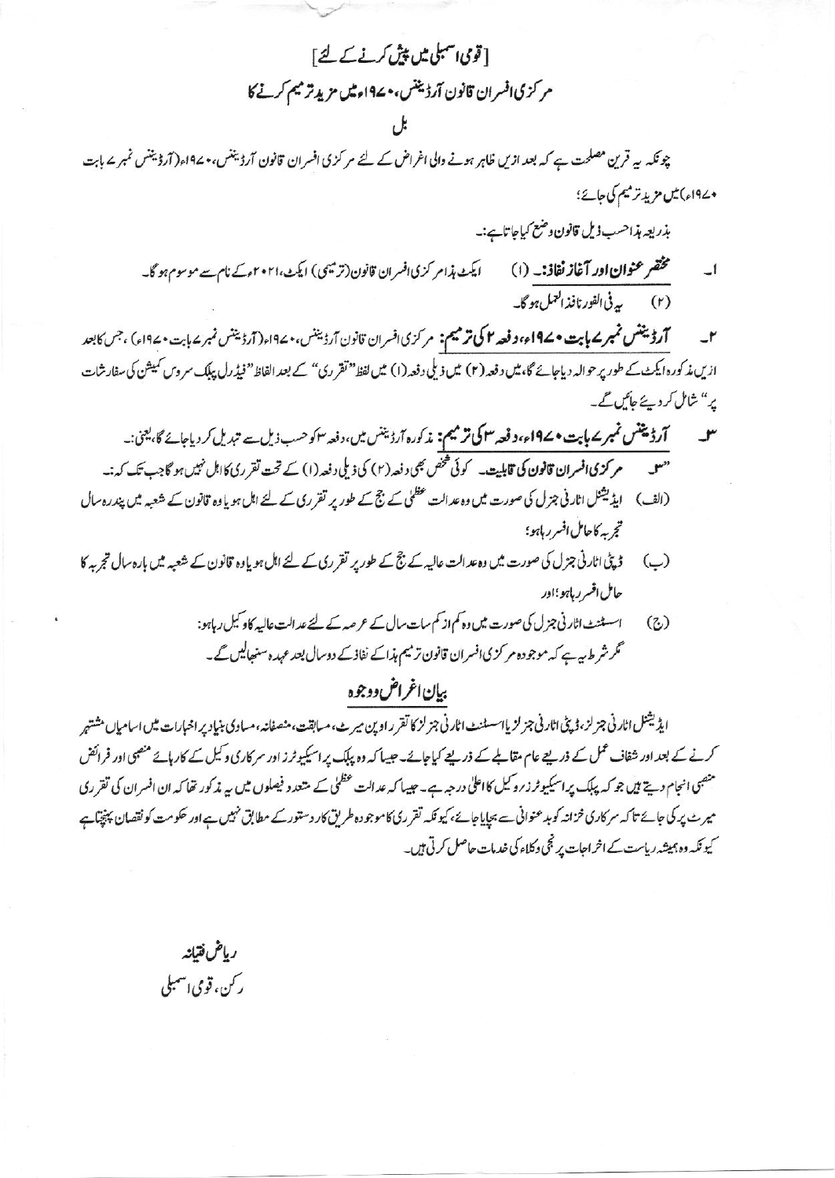[قومی اسمبلی میں پیش کرنے کے لئے]

# مرکزی افسران قانون آرڈیننس، ۱۹۷۰ء میں مزید ترمیم کرنے کا

## بل

چونکہ یہ قرین مصلحت ہے کہ بعد ازیں ظاہر ہونے والی اغراض کے لئے مرکزی افسران قانون آرڈیننس، ۱۹۷۰ء (آرڈیننس نمبر ۷ بابت ۱۹۷۰ء) میں مزید ترمیم کی جائے؛

بذریعہ ہذا حسب ذیل قانون وضع کیا جاتا ہے:۔

۱۔ **مختصر عنوان اور آغاز نفاذ:۔** (۱) ایکٹ ہذا مرکزی افسران قانون (ترمیمی) ایکٹ، ۲۰۲۱ء کے نام سے موسوم ہوگا۔

(۲) یہ فی الفور نافذ العمل ہوگا۔

۲۔ **آرڈیننس نمبر ۷ بابت ۱۹۷۰ء، دفعہ ۲ کی ترمیم:** مرکزی افسران قانون آرڈیننس، ۱۹۷۰ء (آرڈیننس نمبر ۷ بابت ۱۹۷۰ء)، جس کا بعد ازیں مذکورہ ایکٹ کے طور پر حوالہ دیا جائے گا، میں دفعہ (۲) میں ذیلی دفعہ (۱) میں لفظ "تقرری" کے بعد الفاظ "فیڈرل پبلک سروس کمیشن کی سفارشات پر" شامل کر دیئے جائیں گے۔

۳۔ **آرڈیننس نمبر ۷ بابت ۱۹۷۰ء، دفعہ ۳ کی ترمیم:** مذکورہ آرڈیننس میں، دفعہ ۳ کو حسب ذیل سے تبدیل کر دیا جائے گا، یعنی:۔

"۳۔ **مرکزی افسران قانون کی قابلیت۔** کوئی شخص بھی دفعہ (۲) کی ذیلی دفعہ (۱) کے تحت تقرری کا اہل نہیں ہوگا جب تک کہ:۔

(الف) ایڈیشنل اٹارنی جنرل کی صورت میں وہ عدالت عظمیٰ کے جج کے طور پر تقرری کے لئے اہل ہو یا وہ قانون کے شعبہ میں پندرہ سال تجربہ کا حامل افسر رہا ہو؛

(ب) ڈپٹی اٹارنی جنرل کی صورت میں وہ عدالت عالیہ کے جج کے طور پر تقرری کے لئے اہل ہو یا وہ قانون کے شعبہ میں بارہ سال تجربہ کا حامل افسر رہا ہو؛ اور

(ج) اسسٹنٹ اٹارنی جنرل کی صورت میں وہ کم از کم سات سال کے عرصہ کے لئے عدالت عالیہ کا وکیل رہا ہو:

مگر شرط یہ ہے کہ موجودہ مرکزی افسران قانون ترمیم ہذا کے نفاذ کے دو سال بعد عہدہ سنبھالیں گے۔

## بیان اغراض و وجوہ

ایڈیشنل اٹارنی جنرلز، ڈپٹی اٹارنی جنرلز یا اسسٹنٹ اٹارنی جنرلز کا تقرر اوپن میرٹ، مسابقت، منصفانہ، مساوی بنیاد پر اخبارات میں اسامیاں مشتہر کرنے کے بعد اور شفاف عمل کے ذریعے عام مقابلے کے ذریعے کیا جائے۔ جیسا کہ وہ پبلک پراسیکیوٹرز اور سرکاری وکیل کے کارہائے منصبی اور فرائض منصبی انجام دیتے ہیں جو کہ پبلک پراسیکیوٹرز/وکیل کا اعلیٰ درجہ ہے۔ جیسا کہ عدالت عظمیٰ کے متعدد فیصلوں میں یہ مذکور تھا کہ ان افسران کی تقرری میرٹ پر کی جائے تاکہ سرکاری خزانہ کو بدعنوانی سے بچایا جائے، کیونکہ تقرری کا موجودہ طریق کار دستور کے مطابق نہیں ہے اور حکومت کو نقصان پہنچتا ہے کیونکہ وہ ہمیشہ ریاست کے اخراجات پر نجی وکلاء کی خدمات حاصل کرتی ہیں۔

ریاض فتیانہ
رکن، قومی اسمبلی